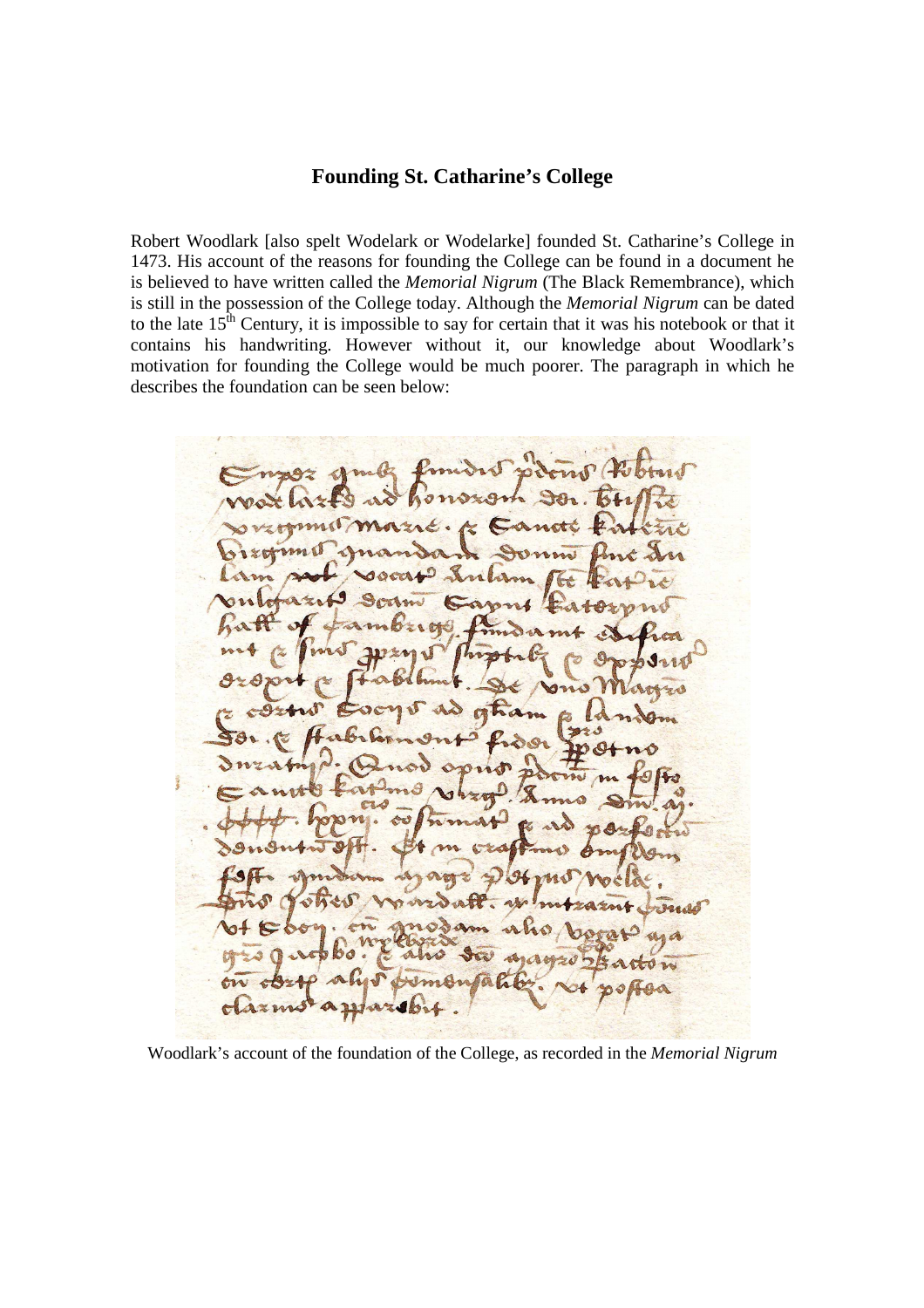# Founding St. Catharine's College

Robert Woodlark [also spelt Wodelark or Wodelarke] founded St. Catharine's College in 1473. His account of the reasons for founding the College can be found in a document he is believed to have written called the *Memorial Nigrum* (The Black Remembrance), which is still in the possession of the College today. Although the *Memorial Nigrum* can be dated to the late 15th Century, it is impossible to say for certain that it was his notebook or that it contains his handwriting. However without it, our knowledge about Woodlark's motivation for founding the College would be much poorer. The paragraph in which he describes the foundation can be seen below:

Woodlark's account of the foundation of the College, as recorded in the *Memorial Nigrum*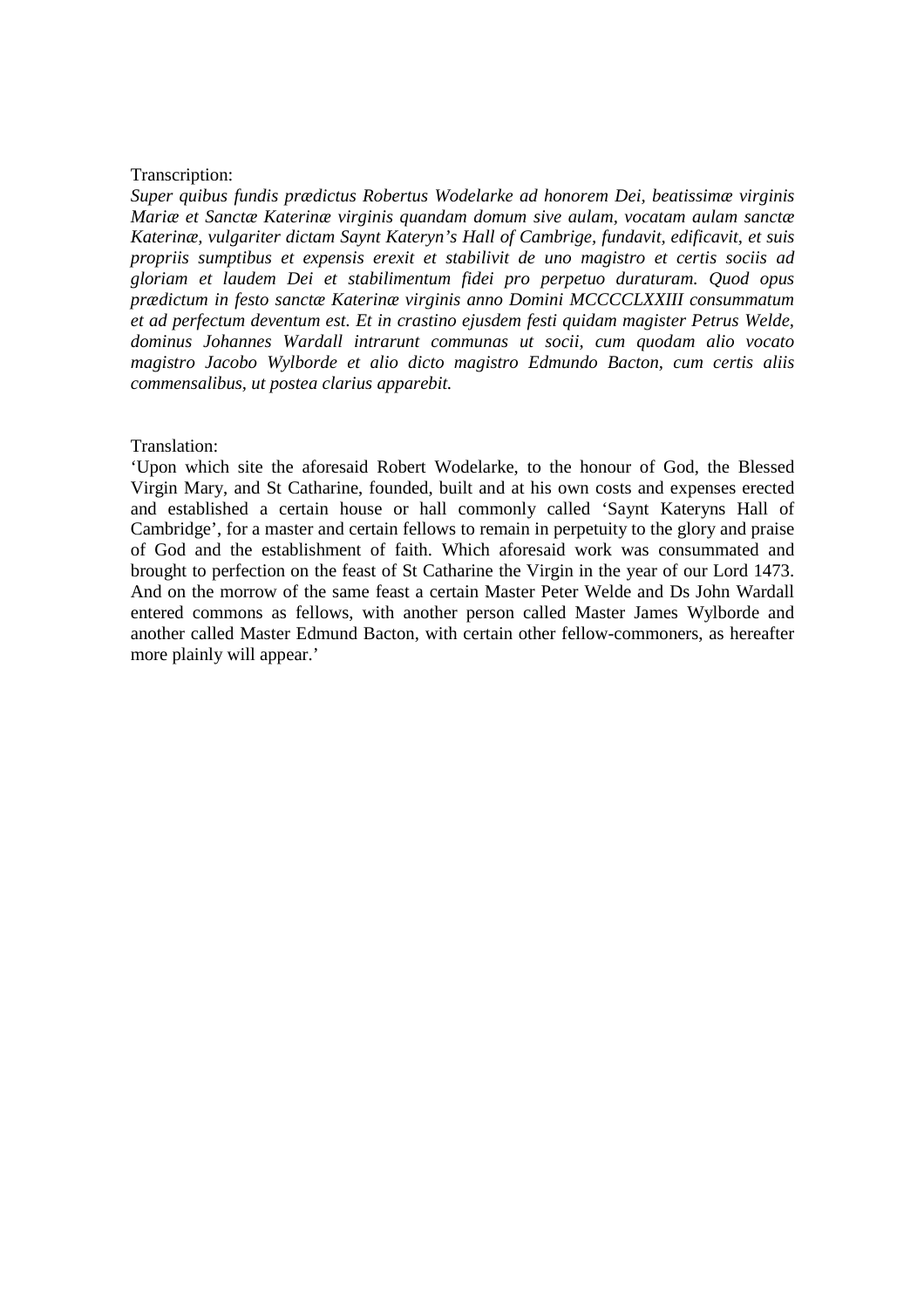Transcription:

*Super quibus fundis prædictus Robertus Wodelarke ad honorem Dei, beatissimæ virginis Mariæ et Sanctæ Katerinæ virginis quandam domum sive aulam, vocatam aulam sanctæ Katerinæ, vulgariter dictam Saynt Kateryn's Hall of Cambrige, fundavit, edificavit, et suis propriis sumptibus et expensis erexit et stabilivit de uno magistro et certis sociis ad gloriam et laudem Dei et stabilimentum fidei pro perpetuo duraturam. Quod opus prædictum in festo sanctæ Katerinæ virginis anno Domini MCCCCLXXIII consummatum et ad perfectum deventum est. Et in crastino ejusdem festi quidam magister Petrus Welde, dominus Johannes Wardall intrarunt communas ut socii, cum quodam alio vocato magistro Jacobo Wylborde et alio dicto magistro Edmundo Bacton, cum certis aliis commensalibus, ut postea clarius apparebit.*

Translation:

'Upon which site the aforesaid Robert Wodelarke, to the honour of God, the Blessed Virgin Mary, and St Catharine, founded, built and at his own costs and expenses erected and established a certain house or hall commonly called 'Saynt Kateryns Hall of Cambridge', for a master and certain fellows to remain in perpetuity to the glory and praise of God and the establishment of faith. Which aforesaid work was consummated and brought to perfection on the feast of St Catharine the Virgin in the year of our Lord 1473. And on the morrow of the same feast a certain Master Peter Welde and Ds John Wardall entered commons as fellows, with another person called Master James Wylborde and another called Master Edmund Bacton, with certain other fellow-commoners, as hereafter more plainly will appear.'